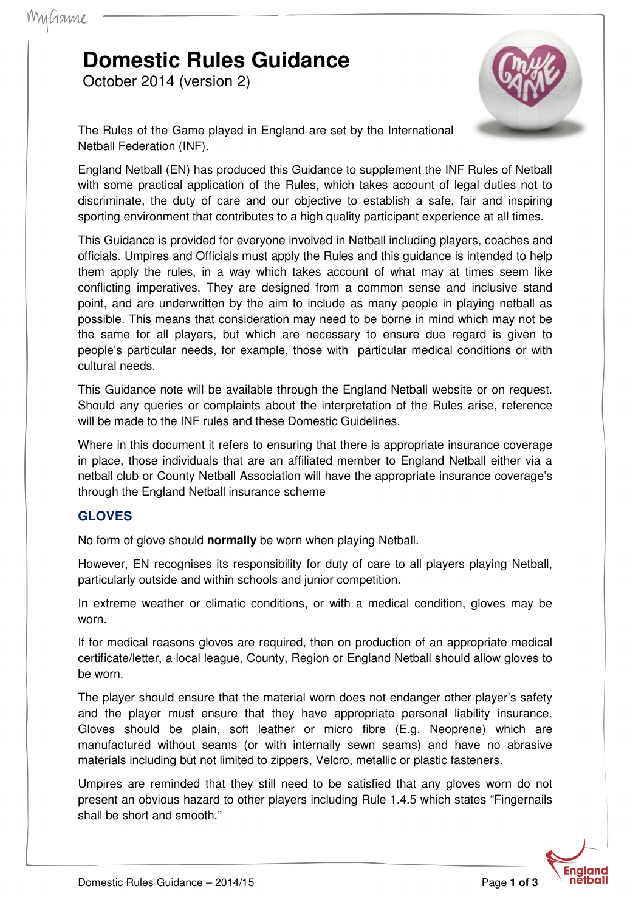# Domestic Rules Guidance

October 2014 (version 2)

The Rules of the Game played in England are set by the International Netball Federation (INF).

England Netball (EN) has produced this Guidance to supplement the INF Rules of Netball with some practical application of the Rules, which takes account of legal duties not to discriminate, the duty of care and our objective to establish a safe, fair and inspiring sporting environment that contributes to a high quality participant experience at all times.

This Guidance is provided for everyone involved in Netball including players, coaches and officials. Umpires and Officials must apply the Rules and this guidance is intended to help them apply the rules, in a way which takes account of what may at times seem like conflicting imperatives. They are designed from a common sense and inclusive stand point, and are underwritten by the aim to include as many people in playing netball as possible. This means that consideration may need to be borne in mind which may not be the same for all players, but which are necessary to ensure due regard is given to people's particular needs, for example, those with particular medical conditions or with cultural needs.

This Guidance note will be available through the England Netball website or on request. Should any queries or complaints about the interpretation of the Rules arise, reference will be made to the INF rules and these Domestic Guidelines.

Where in this document it refers to ensuring that there is appropriate insurance coverage in place, those individuals that are an affiliated member to England Netball either via a netball club or County Netball Association will have the appropriate insurance coverage's through the England Netball insurance scheme

## GLOVES

No form of glove should **normally** be worn when playing Netball.

However, EN recognises its responsibility for duty of care to all players playing Netball, particularly outside and within schools and junior competition.

In extreme weather or climatic conditions, or with a medical condition, gloves may be worn.

If for medical reasons gloves are required, then on production of an appropriate medical certificate/letter, a local league, County, Region or England Netball should allow gloves to be worn.

The player should ensure that the material worn does not endanger other player's safety and the player must ensure that they have appropriate personal liability insurance. Gloves should be plain, soft leather or micro fibre (E.g. Neoprene) which are manufactured without seams (or with internally sewn seams) and have no abrasive materials including but not limited to zippers, Velcro, metallic or plastic fasteners.

Umpires are reminded that they still need to be satisfied that any gloves worn do not present an obvious hazard to other players including Rule 1.4.5 which states "Fingernails shall be short and smooth."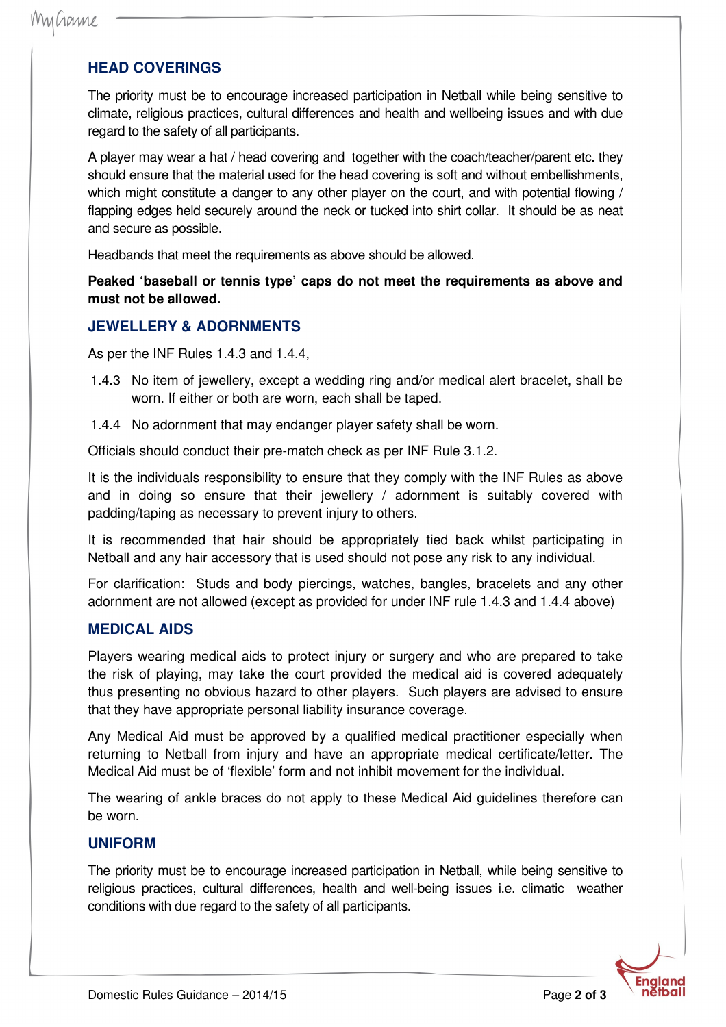## HEAD COVERINGS

The priority must be to encourage increased participation in Netball while being sensitive to climate, religious practices, cultural differences and health and wellbeing issues and with due regard to the safety of all participants.

A player may wear a hat / head covering and together with the coach/teacher/parent etc. they should ensure that the material used for the head covering is soft and without embellishments, which might constitute a danger to any other player on the court, and with potential flowing / flapping edges held securely around the neck or tucked into shirt collar. It should be as neat and secure as possible.

Headbands that meet the requirements as above should be allowed.

**Peaked 'baseball or tennis type' caps do not meet the requirements as above and must not be allowed.**

## JEWELLERY & ADORNMENTS

As per the INF Rules 1.4.3 and 1.4.4,

1.4.3 No item of jewellery, except a wedding ring and/or medical alert bracelet, shall be worn. If either or both are worn, each shall be taped.

1.4.4 No adornment that may endanger player safety shall be worn.

Officials should conduct their pre-match check as per INF Rule 3.1.2.

It is the individuals responsibility to ensure that they comply with the INF Rules as above and in doing so ensure that their jewellery / adornment is suitably covered with padding/taping as necessary to prevent injury to others.

It is recommended that hair should be appropriately tied back whilst participating in Netball and any hair accessory that is used should not pose any risk to any individual.

For clarification: Studs and body piercings, watches, bangles, bracelets and any other adornment are not allowed (except as provided for under INF rule 1.4.3 and 1.4.4 above)

## MEDICAL AIDS

Players wearing medical aids to protect injury or surgery and who are prepared to take the risk of playing, may take the court provided the medical aid is covered adequately thus presenting no obvious hazard to other players. Such players are advised to ensure that they have appropriate personal liability insurance coverage.

Any Medical Aid must be approved by a qualified medical practitioner especially when returning to Netball from injury and have an appropriate medical certificate/letter. The Medical Aid must be of 'flexible' form and not inhibit movement for the individual.

The wearing of ankle braces do not apply to these Medical Aid guidelines therefore can be worn.

## UNIFORM

The priority must be to encourage increased participation in Netball, while being sensitive to religious practices, cultural differences, health and well-being issues i.e. climatic weather conditions with due regard to the safety of all participants.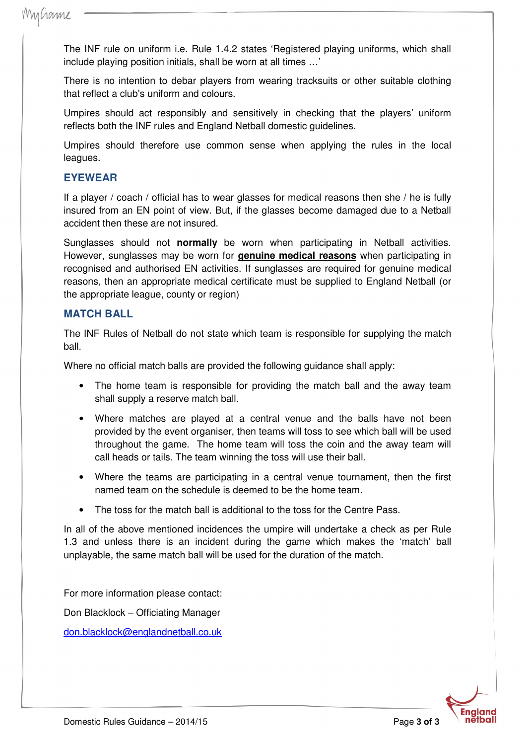The INF rule on uniform i.e. Rule 1.4.2 states 'Registered playing uniforms, which shall include playing position initials, shall be worn at all times …'

There is no intention to debar players from wearing tracksuits or other suitable clothing that reflect a club's uniform and colours.

Umpires should act responsibly and sensitively in checking that the players' uniform reflects both the INF rules and England Netball domestic guidelines.

Umpires should therefore use common sense when applying the rules in the local leagues.

## EYEWEAR

If a player / coach / official has to wear glasses for medical reasons then she / he is fully insured from an EN point of view. But, if the glasses become damaged due to a Netball accident then these are not insured.

Sunglasses should not **normally** be worn when participating in Netball activities. However, sunglasses may be worn for **genuine medical reasons** when participating in recognised and authorised EN activities. If sunglasses are required for genuine medical reasons, then an appropriate medical certificate must be supplied to England Netball (or the appropriate league, county or region)

## MATCH BALL

The INF Rules of Netball do not state which team is responsible for supplying the match ball.

Where no official match balls are provided the following guidance shall apply:

- The home team is responsible for providing the match ball and the away team shall supply a reserve match ball.
- Where matches are played at a central venue and the balls have not been provided by the event organiser, then teams will toss to see which ball will be used throughout the game. The home team will toss the coin and the away team will call heads or tails. The team winning the toss will use their ball.
- Where the teams are participating in a central venue tournament, then the first named team on the schedule is deemed to be the home team.
- The toss for the match ball is additional to the toss for the Centre Pass.

In all of the above mentioned incidences the umpire will undertake a check as per Rule 1.3 and unless there is an incident during the game which makes the 'match' ball unplayable, the same match ball will be used for the duration of the match.

For more information please contact:

Don Blacklock – Officiating Manager

don.blacklock@englandnetball.co.uk